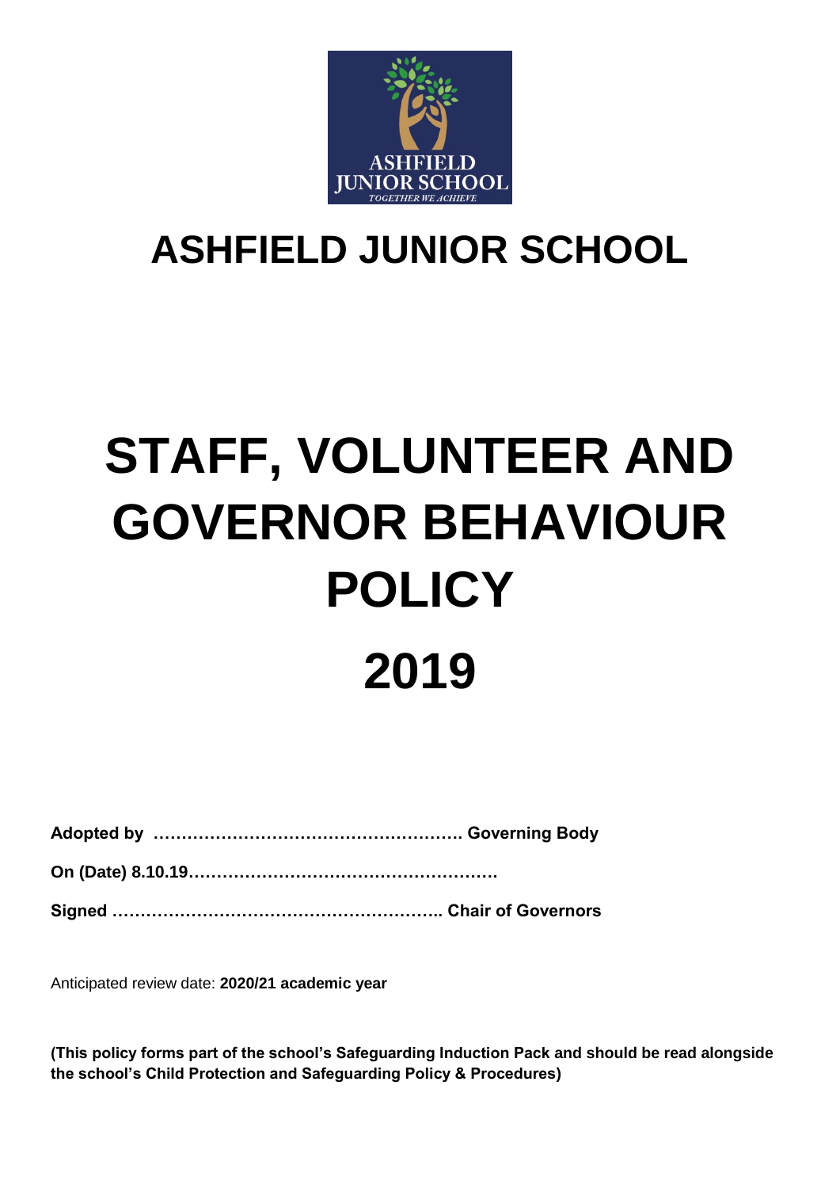# ASHFIELD JUNIOR SCHOOL

# STAFF, VOLUNTEER AND GOVERNOR BEHAVIOUR POLICY

# 2019

**Adopted by ………………………………………………. Governing Body**

**On (Date) 8.10.19………………………………………………**

**Signed ………………………………………………….. Chair of Governors**

Anticipated review date: **2020/21 academic year**

**(This policy forms part of the school's Safeguarding Induction Pack and should be read alongside the school's Child Protection and Safeguarding Policy & Procedures)**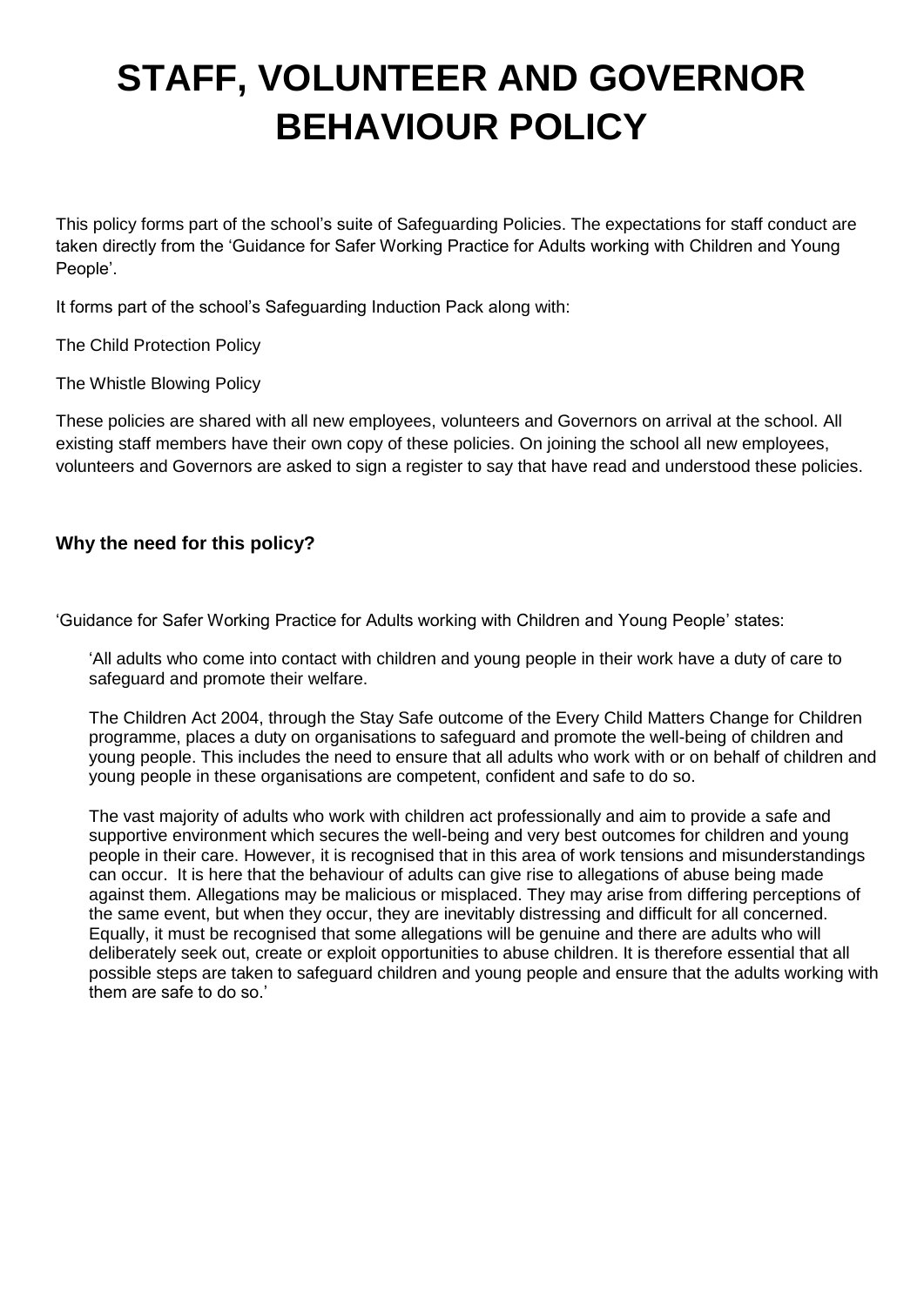# STAFF, VOLUNTEER AND GOVERNOR BEHAVIOUR POLICY

This policy forms part of the school's suite of Safeguarding Policies. The expectations for staff conduct are taken directly from the 'Guidance for Safer Working Practice for Adults working with Children and Young People'.

It forms part of the school's Safeguarding Induction Pack along with:

The Child Protection Policy

The Whistle Blowing Policy

These policies are shared with all new employees, volunteers and Governors on arrival at the school. All existing staff members have their own copy of these policies. On joining the school all new employees, volunteers and Governors are asked to sign a register to say that have read and understood these policies.

### Why the need for this policy?

'Guidance for Safer Working Practice for Adults working with Children and Young People' states:

> 'All adults who come into contact with children and young people in their work have a duty of care to safeguard and promote their welfare.
>
> The Children Act 2004, through the Stay Safe outcome of the Every Child Matters Change for Children programme, places a duty on organisations to safeguard and promote the well-being of children and young people. This includes the need to ensure that all adults who work with or on behalf of children and young people in these organisations are competent, confident and safe to do so.
>
> The vast majority of adults who work with children act professionally and aim to provide a safe and supportive environment which secures the well-being and very best outcomes for children and young people in their care. However, it is recognised that in this area of work tensions and misunderstandings can occur. It is here that the behaviour of adults can give rise to allegations of abuse being made against them. Allegations may be malicious or misplaced. They may arise from differing perceptions of the same event, but when they occur, they are inevitably distressing and difficult for all concerned. Equally, it must be recognised that some allegations will be genuine and there are adults who will deliberately seek out, create or exploit opportunities to abuse children. It is therefore essential that all possible steps are taken to safeguard children and young people and ensure that the adults working with them are safe to do so.'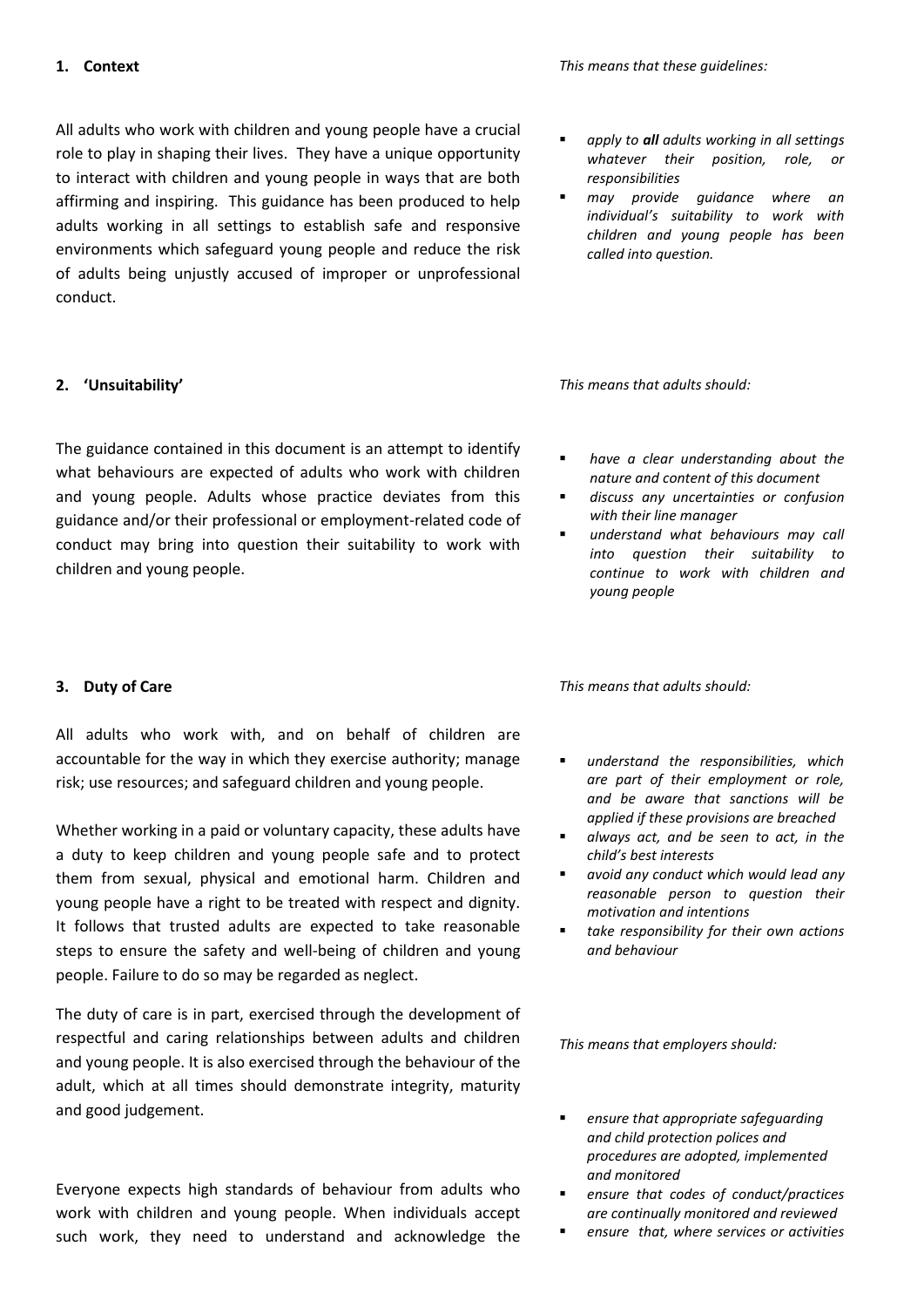## 1. Context

All adults who work with children and young people have a crucial role to play in shaping their lives. They have a unique opportunity to interact with children and young people in ways that are both affirming and inspiring. This guidance has been produced to help adults working in all settings to establish safe and responsive environments which safeguard young people and reduce the risk of adults being unjustly accused of improper or unprofessional conduct.

*This means that these guidelines:*

- *apply to **all** adults working in all settings whatever their position, role, or responsibilities*
- *may provide guidance where an individual's suitability to work with children and young people has been called into question.*

## 2. 'Unsuitability'

The guidance contained in this document is an attempt to identify what behaviours are expected of adults who work with children and young people. Adults whose practice deviates from this guidance and/or their professional or employment-related code of conduct may bring into question their suitability to work with children and young people.

*This means that adults should:*

- *have a clear understanding about the nature and content of this document*
- *discuss any uncertainties or confusion with their line manager*
- *understand what behaviours may call into question their suitability to continue to work with children and young people*

## 3. Duty of Care

All adults who work with, and on behalf of children are accountable for the way in which they exercise authority; manage risk; use resources; and safeguard children and young people.

Whether working in a paid or voluntary capacity, these adults have a duty to keep children and young people safe and to protect them from sexual, physical and emotional harm. Children and young people have a right to be treated with respect and dignity. It follows that trusted adults are expected to take reasonable steps to ensure the safety and well-being of children and young people. Failure to do so may be regarded as neglect.

The duty of care is in part, exercised through the development of respectful and caring relationships between adults and children and young people. It is also exercised through the behaviour of the adult, which at all times should demonstrate integrity, maturity and good judgement.

Everyone expects high standards of behaviour from adults who work with children and young people. When individuals accept such work, they need to understand and acknowledge the

*This means that adults should:*

- *understand the responsibilities, which are part of their employment or role, and be aware that sanctions will be applied if these provisions are breached*
- *always act, and be seen to act, in the child's best interests*
- *avoid any conduct which would lead any reasonable person to question their motivation and intentions*
- *take responsibility for their own actions and behaviour*

*This means that employers should:*

- *ensure that appropriate safeguarding and child protection polices and procedures are adopted, implemented and monitored*
- *ensure that codes of conduct/practices are continually monitored and reviewed*
- *ensure that, where services or activities*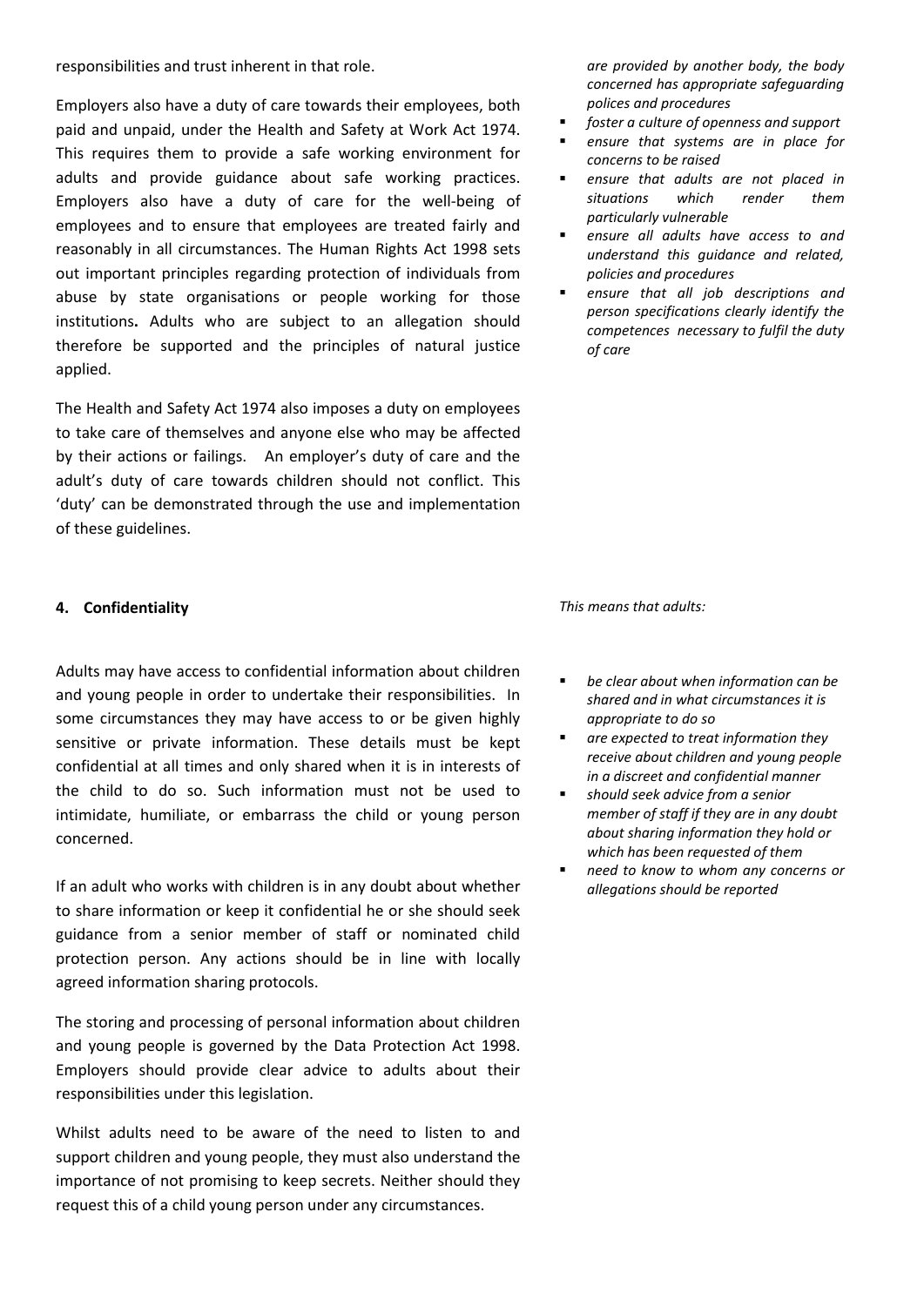responsibilities and trust inherent in that role.

Employers also have a duty of care towards their employees, both paid and unpaid, under the Health and Safety at Work Act 1974. This requires them to provide a safe working environment for adults and provide guidance about safe working practices. Employers also have a duty of care for the well-being of employees and to ensure that employees are treated fairly and reasonably in all circumstances. The Human Rights Act 1998 sets out important principles regarding protection of individuals from abuse by state organisations or people working for those institutions**.** Adults who are subject to an allegation should therefore be supported and the principles of natural justice applied.

The Health and Safety Act 1974 also imposes a duty on employees to take care of themselves and anyone else who may be affected by their actions or failings. An employer's duty of care and the adult's duty of care towards children should not conflict. This 'duty' can be demonstrated through the use and implementation of these guidelines.

*are provided by another body, the body concerned has appropriate safeguarding polices and procedures*

- *foster a culture of openness and support*
- *ensure that systems are in place for concerns to be raised*
- *ensure that adults are not placed in situations which render them particularly vulnerable*
- *ensure all adults have access to and understand this guidance and related, policies and procedures*
- *ensure that all job descriptions and person specifications clearly identify the competences necessary to fulfil the duty of care*

**4. Confidentiality**

Adults may have access to confidential information about children and young people in order to undertake their responsibilities. In some circumstances they may have access to or be given highly sensitive or private information. These details must be kept confidential at all times and only shared when it is in interests of the child to do so. Such information must not be used to intimidate, humiliate, or embarrass the child or young person concerned.

If an adult who works with children is in any doubt about whether to share information or keep it confidential he or she should seek guidance from a senior member of staff or nominated child protection person. Any actions should be in line with locally agreed information sharing protocols.

The storing and processing of personal information about children and young people is governed by the Data Protection Act 1998. Employers should provide clear advice to adults about their responsibilities under this legislation.

Whilst adults need to be aware of the need to listen to and support children and young people, they must also understand the importance of not promising to keep secrets. Neither should they request this of a child young person under any circumstances.

*This means that adults:*

- *be clear about when information can be shared and in what circumstances it is appropriate to do so*
- *are expected to treat information they receive about children and young people in a discreet and confidential manner*
- *should seek advice from a senior member of staff if they are in any doubt about sharing information they hold or which has been requested of them*
- *need to know to whom any concerns or allegations should be reported*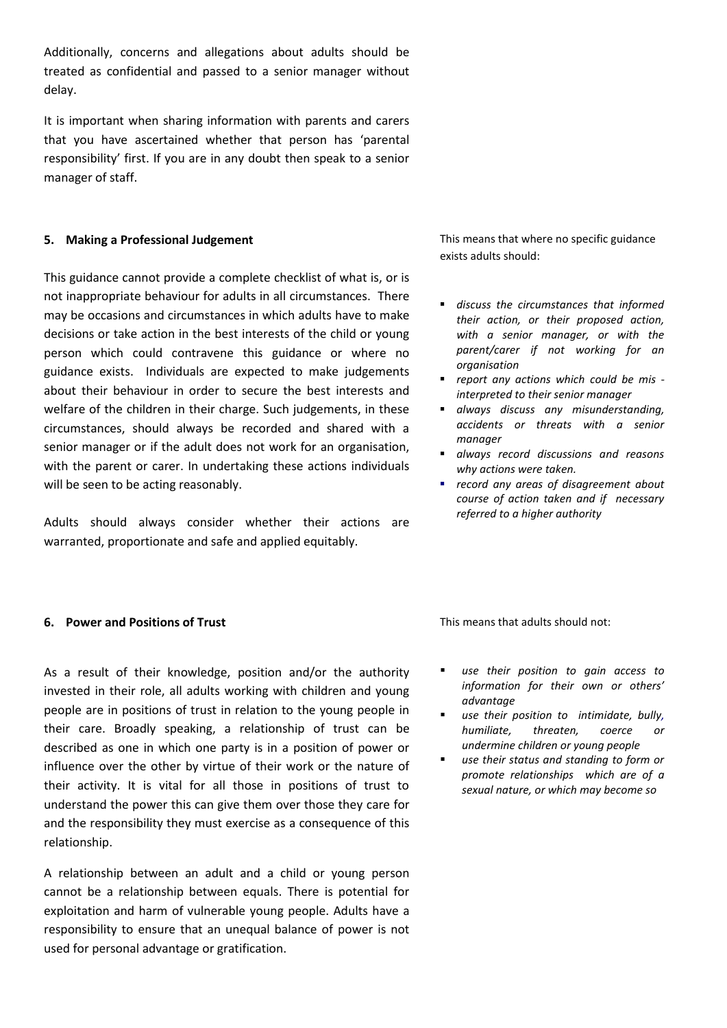Additionally, concerns and allegations about adults should be treated as confidential and passed to a senior manager without delay.

It is important when sharing information with parents and carers that you have ascertained whether that person has 'parental responsibility' first. If you are in any doubt then speak to a senior manager of staff.

## 5. Making a Professional Judgement

This guidance cannot provide a complete checklist of what is, or is not inappropriate behaviour for adults in all circumstances. There may be occasions and circumstances in which adults have to make decisions or take action in the best interests of the child or young person which could contravene this guidance or where no guidance exists. Individuals are expected to make judgements about their behaviour in order to secure the best interests and welfare of the children in their charge. Such judgements, in these circumstances, should always be recorded and shared with a senior manager or if the adult does not work for an organisation, with the parent or carer. In undertaking these actions individuals will be seen to be acting reasonably.

Adults should always consider whether their actions are warranted, proportionate and safe and applied equitably.

This means that where no specific guidance exists adults should:

- *discuss the circumstances that informed their action, or their proposed action, with a senior manager, or with the parent/carer if not working for an organisation*
- *report any actions which could be mis - interpreted to their senior manager*
- *always discuss any misunderstanding, accidents or threats with a senior manager*
- *always record discussions and reasons why actions were taken.*
- *record any areas of disagreement about course of action taken and if necessary referred to a higher authority*

## 6. Power and Positions of Trust

As a result of their knowledge, position and/or the authority invested in their role, all adults working with children and young people are in positions of trust in relation to the young people in their care. Broadly speaking, a relationship of trust can be described as one in which one party is in a position of power or influence over the other by virtue of their work or the nature of their activity. It is vital for all those in positions of trust to understand the power this can give them over those they care for and the responsibility they must exercise as a consequence of this relationship.

A relationship between an adult and a child or young person cannot be a relationship between equals. There is potential for exploitation and harm of vulnerable young people. Adults have a responsibility to ensure that an unequal balance of power is not used for personal advantage or gratification.

This means that adults should not:

- *use their position to gain access to information for their own or others' advantage*
- *use their position to intimidate, bully, humiliate, threaten, coerce or undermine children or young people*
- *use their status and standing to form or promote relationships which are of a sexual nature, or which may become so*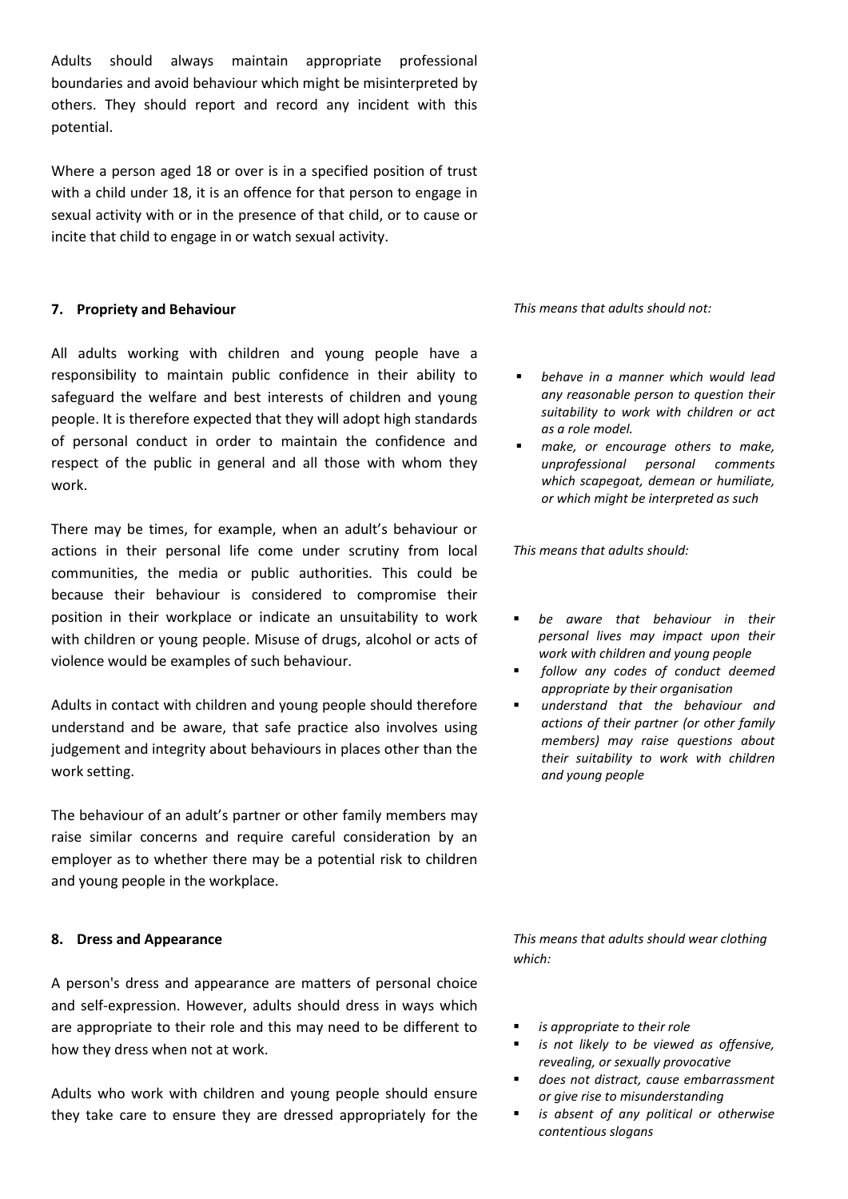Adults should always maintain appropriate professional boundaries and avoid behaviour which might be misinterpreted by others. They should report and record any incident with this potential.

Where a person aged 18 or over is in a specified position of trust with a child under 18, it is an offence for that person to engage in sexual activity with or in the presence of that child, or to cause or incite that child to engage in or watch sexual activity.

### 7. Propriety and Behaviour

All adults working with children and young people have a responsibility to maintain public confidence in their ability to safeguard the welfare and best interests of children and young people. It is therefore expected that they will adopt high standards of personal conduct in order to maintain the confidence and respect of the public in general and all those with whom they work.

There may be times, for example, when an adult's behaviour or actions in their personal life come under scrutiny from local communities, the media or public authorities. This could be because their behaviour is considered to compromise their position in their workplace or indicate an unsuitability to work with children or young people. Misuse of drugs, alcohol or acts of violence would be examples of such behaviour.

Adults in contact with children and young people should therefore understand and be aware, that safe practice also involves using judgement and integrity about behaviours in places other than the work setting.

The behaviour of an adult's partner or other family members may raise similar concerns and require careful consideration by an employer as to whether there may be a potential risk to children and young people in the workplace.

*This means that adults should not:*

- *behave in a manner which would lead any reasonable person to question their suitability to work with children or act as a role model.*
- *make, or encourage others to make, unprofessional personal comments which scapegoat, demean or humiliate, or which might be interpreted as such*

*This means that adults should:*

- *be aware that behaviour in their personal lives may impact upon their work with children and young people*
- *follow any codes of conduct deemed appropriate by their organisation*
- *understand that the behaviour and actions of their partner (or other family members) may raise questions about their suitability to work with children and young people*

### 8. Dress and Appearance

A person's dress and appearance are matters of personal choice and self-expression. However, adults should dress in ways which are appropriate to their role and this may need to be different to how they dress when not at work.

Adults who work with children and young people should ensure they take care to ensure they are dressed appropriately for the

*This means that adults should wear clothing which:*

- *is appropriate to their role*
- *is not likely to be viewed as offensive, revealing, or sexually provocative*
- *does not distract, cause embarrassment or give rise to misunderstanding*
- *is absent of any political or otherwise contentious slogans*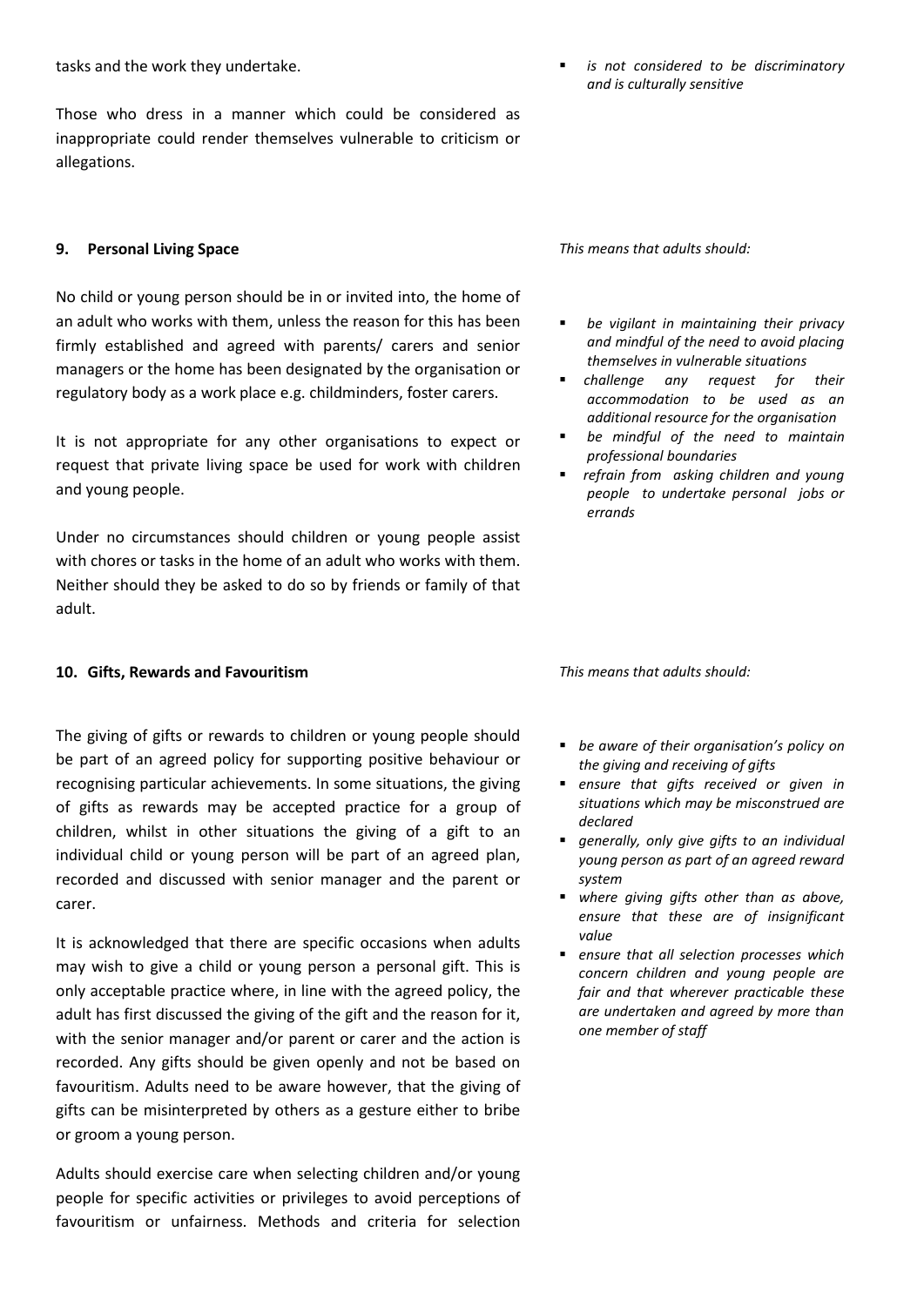tasks and the work they undertake.

Those who dress in a manner which could be considered as inappropriate could render themselves vulnerable to criticism or allegations.

- *is not considered to be discriminatory and is culturally sensitive*

## 9. Personal Living Space

No child or young person should be in or invited into, the home of an adult who works with them, unless the reason for this has been firmly established and agreed with parents/ carers and senior managers or the home has been designated by the organisation or regulatory body as a work place e.g. childminders, foster carers.

It is not appropriate for any other organisations to expect or request that private living space be used for work with children and young people.

Under no circumstances should children or young people assist with chores or tasks in the home of an adult who works with them. Neither should they be asked to do so by friends or family of that adult.

*This means that adults should:*

- *be vigilant in maintaining their privacy and mindful of the need to avoid placing themselves in vulnerable situations*
- *challenge any request for their accommodation to be used as an additional resource for the organisation*
- *be mindful of the need to maintain professional boundaries*
- *refrain from asking children and young people to undertake personal jobs or errands*

## 10. Gifts, Rewards and Favouritism

The giving of gifts or rewards to children or young people should be part of an agreed policy for supporting positive behaviour or recognising particular achievements. In some situations, the giving of gifts as rewards may be accepted practice for a group of children, whilst in other situations the giving of a gift to an individual child or young person will be part of an agreed plan, recorded and discussed with senior manager and the parent or carer.

It is acknowledged that there are specific occasions when adults may wish to give a child or young person a personal gift. This is only acceptable practice where, in line with the agreed policy, the adult has first discussed the giving of the gift and the reason for it, with the senior manager and/or parent or carer and the action is recorded. Any gifts should be given openly and not be based on favouritism. Adults need to be aware however, that the giving of gifts can be misinterpreted by others as a gesture either to bribe or groom a young person.

Adults should exercise care when selecting children and/or young people for specific activities or privileges to avoid perceptions of favouritism or unfairness. Methods and criteria for selection

*This means that adults should:*

- *be aware of their organisation's policy on the giving and receiving of gifts*
- *ensure that gifts received or given in situations which may be misconstrued are declared*
- *generally, only give gifts to an individual young person as part of an agreed reward system*
- *where giving gifts other than as above, ensure that these are of insignificant value*
- *ensure that all selection processes which concern children and young people are fair and that wherever practicable these are undertaken and agreed by more than one member of staff*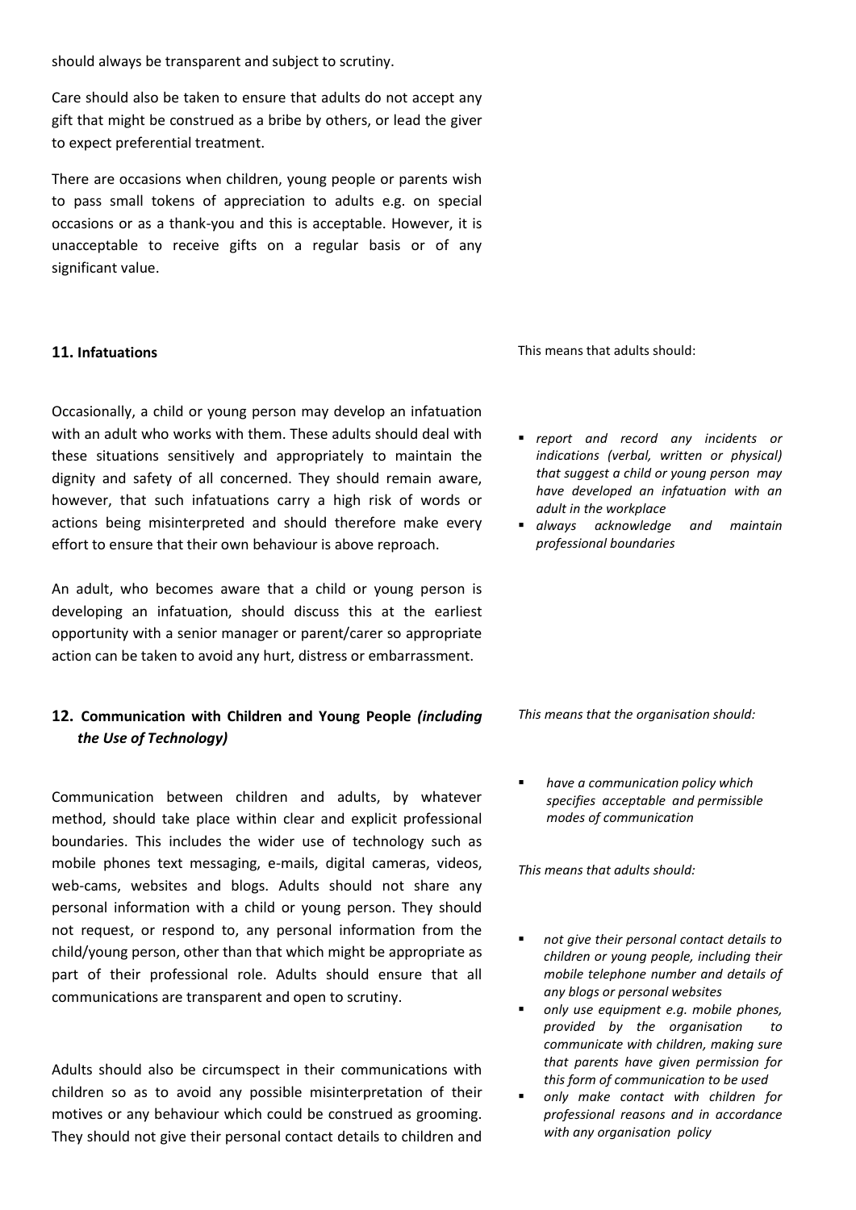should always be transparent and subject to scrutiny.

Care should also be taken to ensure that adults do not accept any gift that might be construed as a bribe by others, or lead the giver to expect preferential treatment.

There are occasions when children, young people or parents wish to pass small tokens of appreciation to adults e.g. on special occasions or as a thank-you and this is acceptable. However, it is unacceptable to receive gifts on a regular basis or of any significant value.

## 11. Infatuations

Occasionally, a child or young person may develop an infatuation with an adult who works with them. These adults should deal with these situations sensitively and appropriately to maintain the dignity and safety of all concerned. They should remain aware, however, that such infatuations carry a high risk of words or actions being misinterpreted and should therefore make every effort to ensure that their own behaviour is above reproach.

An adult, who becomes aware that a child or young person is developing an infatuation, should discuss this at the earliest opportunity with a senior manager or parent/carer so appropriate action can be taken to avoid any hurt, distress or embarrassment.

This means that adults should:

- *report and record any incidents or indications (verbal, written or physical) that suggest a child or young person may have developed an infatuation with an adult in the workplace*
- *always acknowledge and maintain professional boundaries*

## 12. Communication with Children and Young People *(including the Use of Technology)*

Communication between children and adults, by whatever method, should take place within clear and explicit professional boundaries. This includes the wider use of technology such as mobile phones text messaging, e-mails, digital cameras, videos, web-cams, websites and blogs. Adults should not share any personal information with a child or young person. They should not request, or respond to, any personal information from the child/young person, other than that which might be appropriate as part of their professional role. Adults should ensure that all communications are transparent and open to scrutiny.

Adults should also be circumspect in their communications with children so as to avoid any possible misinterpretation of their motives or any behaviour which could be construed as grooming. They should not give their personal contact details to children and

*This means that the organisation should:*

- *have a communication policy which specifies acceptable and permissible modes of communication*

*This means that adults should:*

- *not give their personal contact details to children or young people, including their mobile telephone number and details of any blogs or personal websites*
- *only use equipment e.g. mobile phones, provided by the organisation to communicate with children, making sure that parents have given permission for this form of communication to be used*
- *only make contact with children for professional reasons and in accordance with any organisation policy*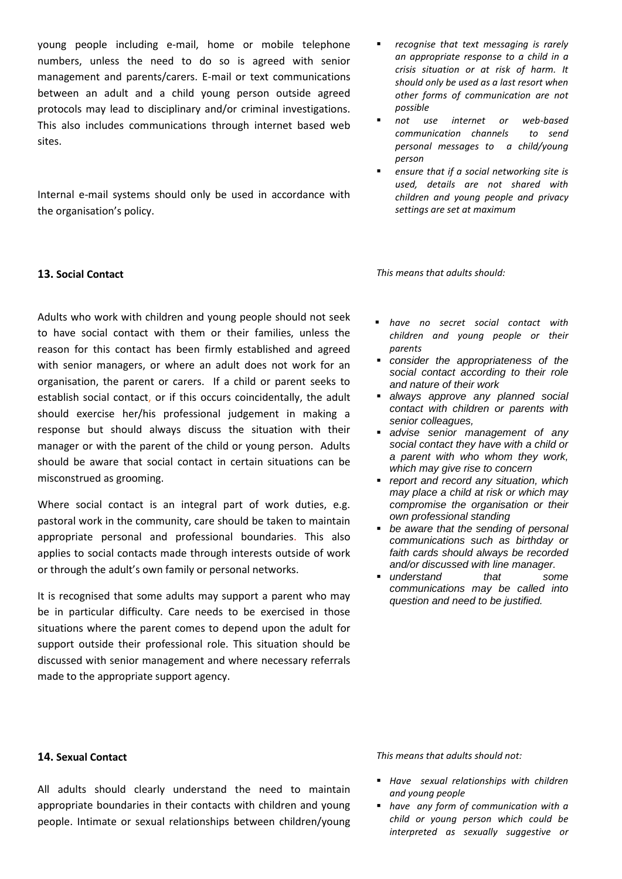young people including e-mail, home or mobile telephone numbers, unless the need to do so is agreed with senior management and parents/carers. E-mail or text communications between an adult and a child young person outside agreed protocols may lead to disciplinary and/or criminal investigations. This also includes communications through internet based web sites.

Internal e-mail systems should only be used in accordance with the organisation's policy.

- *recognise that text messaging is rarely an appropriate response to a child in a crisis situation or at risk of harm. It should only be used as a last resort when other forms of communication are not possible*
- *not use internet or web-based communication channels to send personal messages to a child/young person*
- *ensure that if a social networking site is used, details are not shared with children and young people and privacy settings are set at maximum*

## 13. Social Contact

Adults who work with children and young people should not seek to have social contact with them or their families, unless the reason for this contact has been firmly established and agreed with senior managers, or where an adult does not work for an organisation, the parent or carers. If a child or parent seeks to establish social contact, or if this occurs coincidentally, the adult should exercise her/his professional judgement in making a response but should always discuss the situation with their manager or with the parent of the child or young person. Adults should be aware that social contact in certain situations can be misconstrued as grooming.

Where social contact is an integral part of work duties, e.g. pastoral work in the community, care should be taken to maintain appropriate personal and professional boundaries. This also applies to social contacts made through interests outside of work or through the adult's own family or personal networks.

It is recognised that some adults may support a parent who may be in particular difficulty. Care needs to be exercised in those situations where the parent comes to depend upon the adult for support outside their professional role. This situation should be discussed with senior management and where necessary referrals made to the appropriate support agency.

*This means that adults should:*

- *have no secret social contact with children and young people or their parents*
- *consider the appropriateness of the social contact according to their role and nature of their work*
- *always approve any planned social contact with children or parents with senior colleagues,*
- *advise senior management of any social contact they have with a child or a parent with who whom they work, which may give rise to concern*
- *report and record any situation, which may place a child at risk or which may compromise the organisation or their own professional standing*
- *be aware that the sending of personal communications such as birthday or faith cards should always be recorded and/or discussed with line manager.*
- *understand that some communications may be called into question and need to be justified.*

## 14. Sexual Contact

All adults should clearly understand the need to maintain appropriate boundaries in their contacts with children and young people. Intimate or sexual relationships between children/young

*This means that adults should not:*

- *Have sexual relationships with children and young people*
- *have any form of communication with a child or young person which could be interpreted as sexually suggestive or*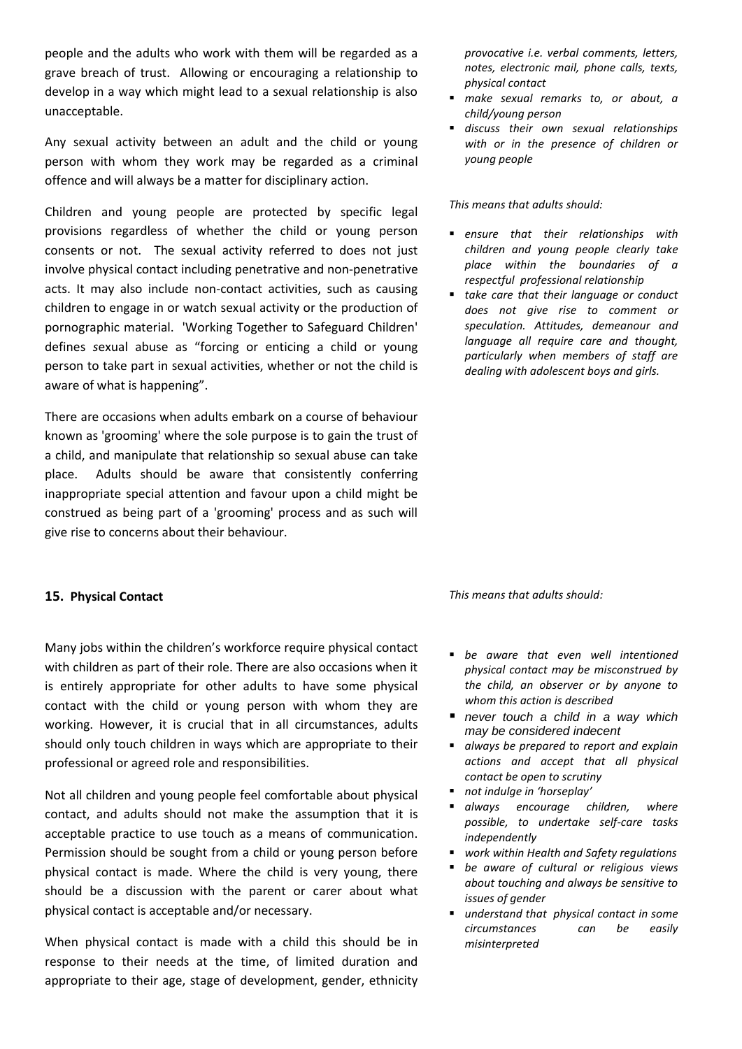people and the adults who work with them will be regarded as a grave breach of trust. Allowing or encouraging a relationship to develop in a way which might lead to a sexual relationship is also unacceptable.

Any sexual activity between an adult and the child or young person with whom they work may be regarded as a criminal offence and will always be a matter for disciplinary action.

Children and young people are protected by specific legal provisions regardless of whether the child or young person consents or not. The sexual activity referred to does not just involve physical contact including penetrative and non-penetrative acts. It may also include non-contact activities, such as causing children to engage in or watch sexual activity or the production of pornographic material. 'Working Together to Safeguard Children' defines sexual abuse as "forcing or enticing a child or young person to take part in sexual activities, whether or not the child is aware of what is happening".

There are occasions when adults embark on a course of behaviour known as 'grooming' where the sole purpose is to gain the trust of a child, and manipulate that relationship so sexual abuse can take place. Adults should be aware that consistently conferring inappropriate special attention and favour upon a child might be construed as being part of a 'grooming' process and as such will give rise to concerns about their behaviour.

*provocative i.e. verbal comments, letters, notes, electronic mail, phone calls, texts, physical contact*

- *make sexual remarks to, or about, a child/young person*
- *discuss their own sexual relationships with or in the presence of children or young people*

*This means that adults should:*

- *ensure that their relationships with children and young people clearly take place within the boundaries of a respectful professional relationship*
- *take care that their language or conduct does not give rise to comment or speculation. Attitudes, demeanour and language all require care and thought, particularly when members of staff are dealing with adolescent boys and girls.*

## 15. Physical Contact

Many jobs within the children's workforce require physical contact with children as part of their role. There are also occasions when it is entirely appropriate for other adults to have some physical contact with the child or young person with whom they are working. However, it is crucial that in all circumstances, adults should only touch children in ways which are appropriate to their professional or agreed role and responsibilities.

Not all children and young people feel comfortable about physical contact, and adults should not make the assumption that it is acceptable practice to use touch as a means of communication. Permission should be sought from a child or young person before physical contact is made. Where the child is very young, there should be a discussion with the parent or carer about what physical contact is acceptable and/or necessary.

When physical contact is made with a child this should be in response to their needs at the time, of limited duration and appropriate to their age, stage of development, gender, ethnicity

*This means that adults should:*

- *be aware that even well intentioned physical contact may be misconstrued by the child, an observer or by anyone to whom this action is described*
- *never touch a child in a way which may be considered indecent*
- *always be prepared to report and explain actions and accept that all physical contact be open to scrutiny*
- *not indulge in 'horseplay'*
- *always encourage children, where possible, to undertake self-care tasks independently*
- *work within Health and Safety regulations*
- *be aware of cultural or religious views about touching and always be sensitive to issues of gender*
- *understand that physical contact in some circumstances can be easily misinterpreted*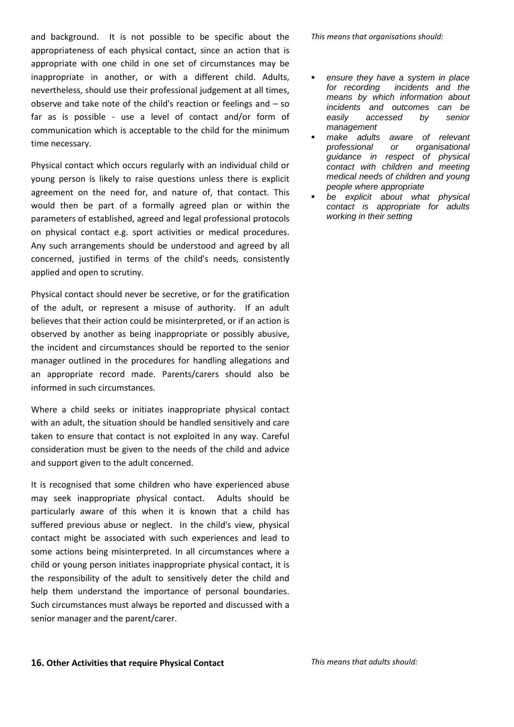and background. It is not possible to be specific about the appropriateness of each physical contact, since an action that is appropriate with one child in one set of circumstances may be inappropriate in another, or with a different child. Adults, nevertheless, should use their professional judgement at all times, observe and take note of the child's reaction or feelings and – so far as is possible - use a level of contact and/or form of communication which is acceptable to the child for the minimum time necessary.

Physical contact which occurs regularly with an individual child or young person is likely to raise questions unless there is explicit agreement on the need for, and nature of, that contact. This would then be part of a formally agreed plan or within the parameters of established, agreed and legal professional protocols on physical contact e.g. sport activities or medical procedures. Any such arrangements should be understood and agreed by all concerned, justified in terms of the child's needs, consistently applied and open to scrutiny.

Physical contact should never be secretive, or for the gratification of the adult, or represent a misuse of authority. If an adult believes that their action could be misinterpreted, or if an action is observed by another as being inappropriate or possibly abusive, the incident and circumstances should be reported to the senior manager outlined in the procedures for handling allegations and an appropriate record made. Parents/carers should also be informed in such circumstances.

Where a child seeks or initiates inappropriate physical contact with an adult, the situation should be handled sensitively and care taken to ensure that contact is not exploited in any way. Careful consideration must be given to the needs of the child and advice and support given to the adult concerned.

It is recognised that some children who have experienced abuse may seek inappropriate physical contact. Adults should be particularly aware of this when it is known that a child has suffered previous abuse or neglect. In the child's view, physical contact might be associated with such experiences and lead to some actions being misinterpreted. In all circumstances where a child or young person initiates inappropriate physical contact, it is the responsibility of the adult to sensitively deter the child and help them understand the importance of personal boundaries. Such circumstances must always be reported and discussed with a senior manager and the parent/carer.

*This means that organisations should:*

- *ensure they have a system in place for recording incidents and the means by which information about incidents and outcomes can be easily accessed by senior management*
- *make adults aware of relevant professional or organisational guidance in respect of physical contact with children and meeting medical needs of children and young people where appropriate*
- *be explicit about what physical contact is appropriate for adults working in their setting*

## 16. Other Activities that require Physical Contact

*This means that adults should:*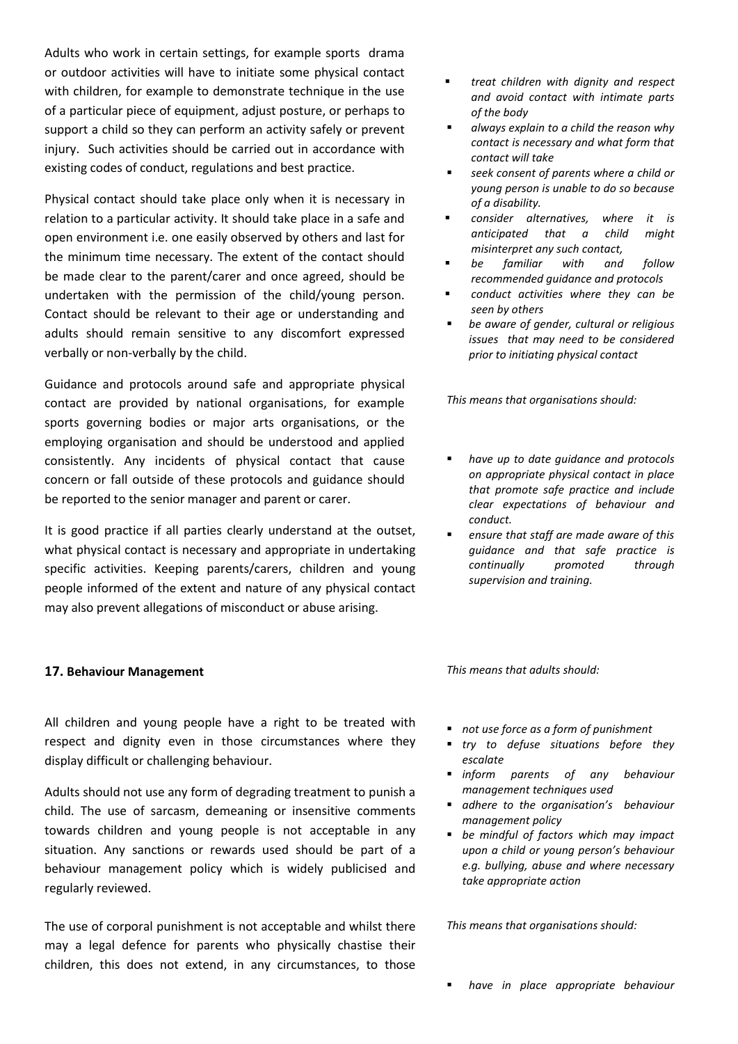Adults who work in certain settings, for example sports drama or outdoor activities will have to initiate some physical contact with children, for example to demonstrate technique in the use of a particular piece of equipment, adjust posture, or perhaps to support a child so they can perform an activity safely or prevent injury. Such activities should be carried out in accordance with existing codes of conduct, regulations and best practice.

Physical contact should take place only when it is necessary in relation to a particular activity. It should take place in a safe and open environment i.e. one easily observed by others and last for the minimum time necessary. The extent of the contact should be made clear to the parent/carer and once agreed, should be undertaken with the permission of the child/young person. Contact should be relevant to their age or understanding and adults should remain sensitive to any discomfort expressed verbally or non-verbally by the child.

Guidance and protocols around safe and appropriate physical contact are provided by national organisations, for example sports governing bodies or major arts organisations, or the employing organisation and should be understood and applied consistently. Any incidents of physical contact that cause concern or fall outside of these protocols and guidance should be reported to the senior manager and parent or carer.

It is good practice if all parties clearly understand at the outset, what physical contact is necessary and appropriate in undertaking specific activities. Keeping parents/carers, children and young people informed of the extent and nature of any physical contact may also prevent allegations of misconduct or abuse arising.

- *treat children with dignity and respect and avoid contact with intimate parts of the body*
- *always explain to a child the reason why contact is necessary and what form that contact will take*
- *seek consent of parents where a child or young person is unable to do so because of a disability.*
- *consider alternatives, where it is anticipated that a child might misinterpret any such contact,*
- *be familiar with and follow recommended guidance and protocols*
- *conduct activities where they can be seen by others*
- *be aware of gender, cultural or religious issues that may need to be considered prior to initiating physical contact*

*This means that organisations should:*

- *have up to date guidance and protocols on appropriate physical contact in place that promote safe practice and include clear expectations of behaviour and conduct.*
- *ensure that staff are made aware of this guidance and that safe practice is continually promoted through supervision and training.*

### 17. Behaviour Management

All children and young people have a right to be treated with respect and dignity even in those circumstances where they display difficult or challenging behaviour.

Adults should not use any form of degrading treatment to punish a child. The use of sarcasm, demeaning or insensitive comments towards children and young people is not acceptable in any situation. Any sanctions or rewards used should be part of a behaviour management policy which is widely publicised and regularly reviewed.

The use of corporal punishment is not acceptable and whilst there may a legal defence for parents who physically chastise their children, this does not extend, in any circumstances, to those

*This means that adults should:*

- *not use force as a form of punishment*
- *try to defuse situations before they escalate*
- *inform parents of any behaviour management techniques used*
- *adhere to the organisation's behaviour management policy*
- *be mindful of factors which may impact upon a child or young person's behaviour e.g. bullying, abuse and where necessary take appropriate action*

*This means that organisations should:*

- *have in place appropriate behaviour*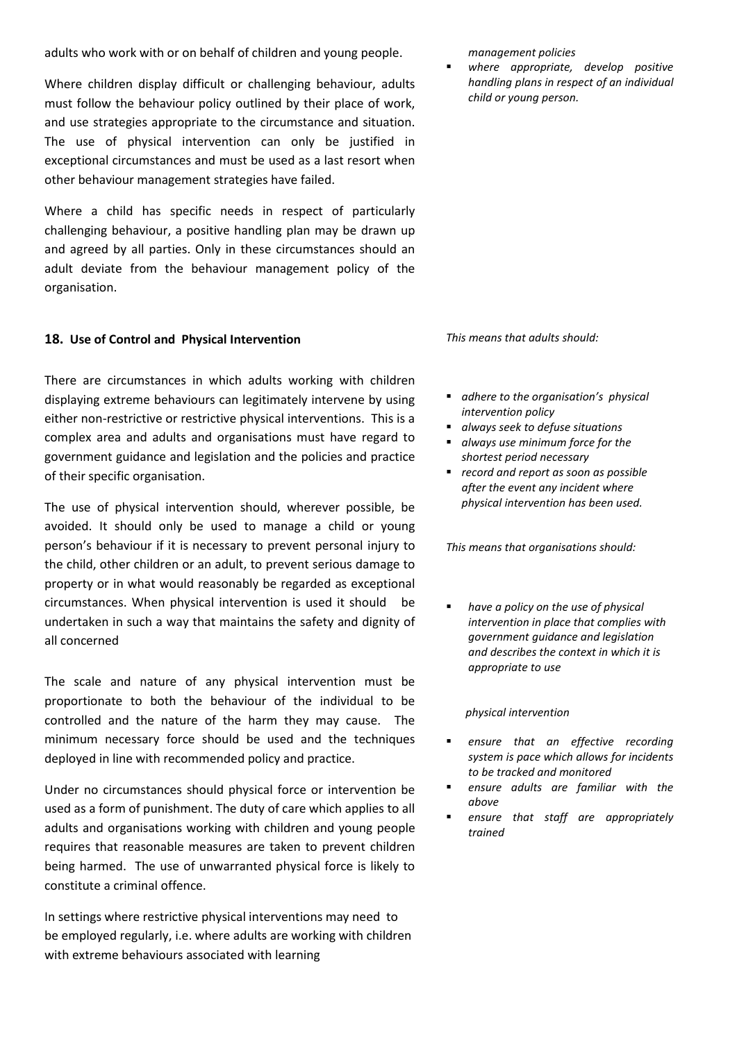adults who work with or on behalf of children and young people.

Where children display difficult or challenging behaviour, adults must follow the behaviour policy outlined by their place of work, and use strategies appropriate to the circumstance and situation. The use of physical intervention can only be justified in exceptional circumstances and must be used as a last resort when other behaviour management strategies have failed.

Where a child has specific needs in respect of particularly challenging behaviour, a positive handling plan may be drawn up and agreed by all parties. Only in these circumstances should an adult deviate from the behaviour management policy of the organisation.

*management policies*

- *where appropriate, develop positive handling plans in respect of an individual child or young person.*

## 18. Use of Control and Physical Intervention

There are circumstances in which adults working with children displaying extreme behaviours can legitimately intervene by using either non-restrictive or restrictive physical interventions. This is a complex area and adults and organisations must have regard to government guidance and legislation and the policies and practice of their specific organisation.

The use of physical intervention should, wherever possible, be avoided. It should only be used to manage a child or young person's behaviour if it is necessary to prevent personal injury to the child, other children or an adult, to prevent serious damage to property or in what would reasonably be regarded as exceptional circumstances. When physical intervention is used it should be undertaken in such a way that maintains the safety and dignity of all concerned

The scale and nature of any physical intervention must be proportionate to both the behaviour of the individual to be controlled and the nature of the harm they may cause. The minimum necessary force should be used and the techniques deployed in line with recommended policy and practice.

Under no circumstances should physical force or intervention be used as a form of punishment. The duty of care which applies to all adults and organisations working with children and young people requires that reasonable measures are taken to prevent children being harmed. The use of unwarranted physical force is likely to constitute a criminal offence.

In settings where restrictive physical interventions may need to be employed regularly, i.e. where adults are working with children with extreme behaviours associated with learning

*This means that adults should:*

- *adhere to the organisation's physical intervention policy*
- *always seek to defuse situations*
- *always use minimum force for the shortest period necessary*
- *record and report as soon as possible after the event any incident where physical intervention has been used.*

*This means that organisations should:*

- *have a policy on the use of physical intervention in place that complies with government guidance and legislation and describes the context in which it is appropriate to use*

*physical intervention*

- *ensure that an effective recording system is pace which allows for incidents to be tracked and monitored*
- *ensure adults are familiar with the above*
- *ensure that staff are appropriately trained*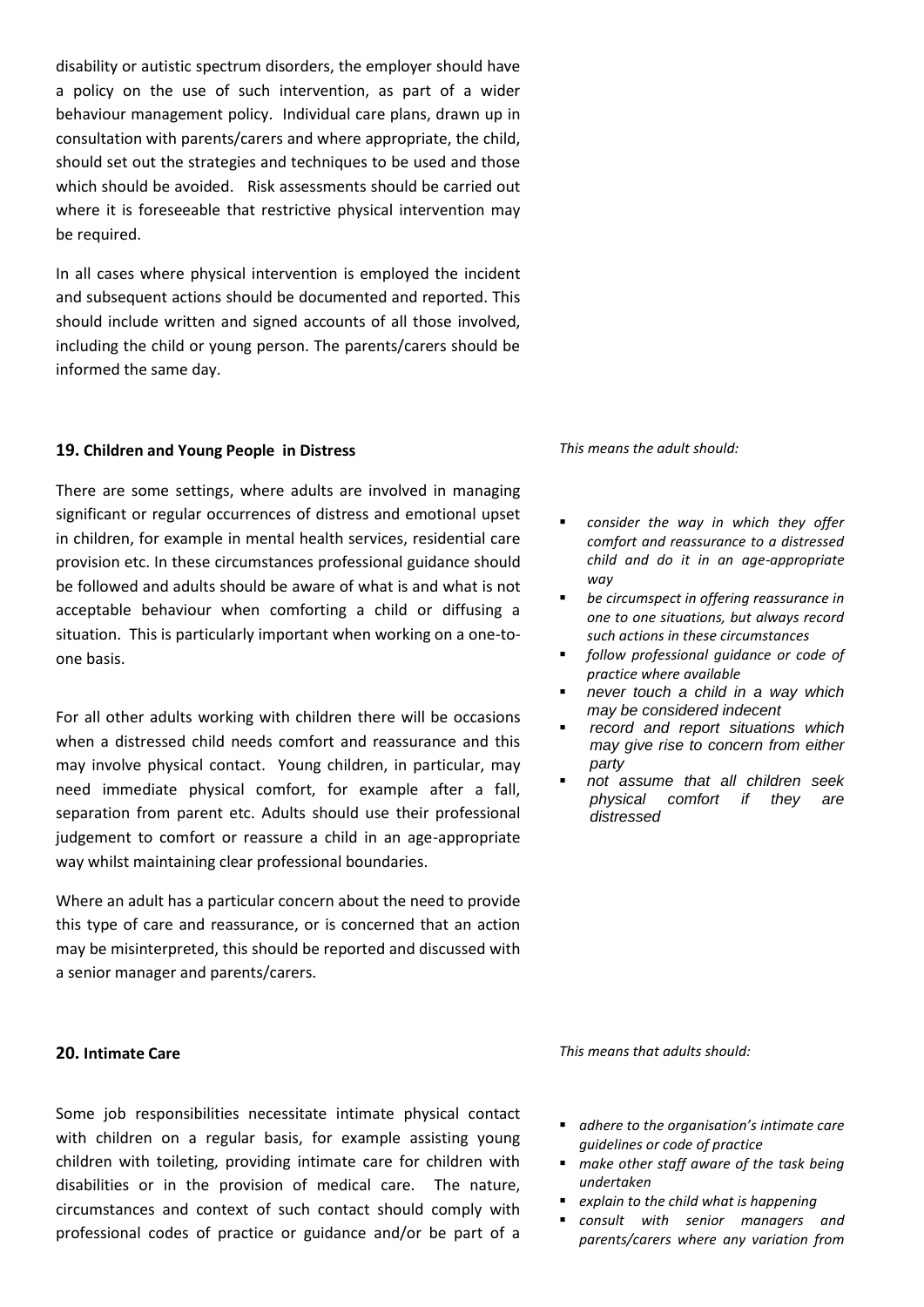disability or autistic spectrum disorders, the employer should have a policy on the use of such intervention, as part of a wider behaviour management policy. Individual care plans, drawn up in consultation with parents/carers and where appropriate, the child, should set out the strategies and techniques to be used and those which should be avoided. Risk assessments should be carried out where it is foreseeable that restrictive physical intervention may be required.

In all cases where physical intervention is employed the incident and subsequent actions should be documented and reported. This should include written and signed accounts of all those involved, including the child or young person. The parents/carers should be informed the same day.

## 19. Children and Young People in Distress

There are some settings, where adults are involved in managing significant or regular occurrences of distress and emotional upset in children, for example in mental health services, residential care provision etc. In these circumstances professional guidance should be followed and adults should be aware of what is and what is not acceptable behaviour when comforting a child or diffusing a situation. This is particularly important when working on a one-to-one basis.

For all other adults working with children there will be occasions when a distressed child needs comfort and reassurance and this may involve physical contact. Young children, in particular, may need immediate physical comfort, for example after a fall, separation from parent etc. Adults should use their professional judgement to comfort or reassure a child in an age-appropriate way whilst maintaining clear professional boundaries.

Where an adult has a particular concern about the need to provide this type of care and reassurance, or is concerned that an action may be misinterpreted, this should be reported and discussed with a senior manager and parents/carers.

*This means the adult should:*

- *consider the way in which they offer comfort and reassurance to a distressed child and do it in an age-appropriate way*
- *be circumspect in offering reassurance in one to one situations, but always record such actions in these circumstances*
- *follow professional guidance or code of practice where available*
- *never touch a child in a way which may be considered indecent*
- *record and report situations which may give rise to concern from either party*
- *not assume that all children seek physical comfort if they are distressed*

## 20. Intimate Care

Some job responsibilities necessitate intimate physical contact with children on a regular basis, for example assisting young children with toileting, providing intimate care for children with disabilities or in the provision of medical care. The nature, circumstances and context of such contact should comply with professional codes of practice or guidance and/or be part of a

*This means that adults should:*

- *adhere to the organisation's intimate care guidelines or code of practice*
- *make other staff aware of the task being undertaken*
- *explain to the child what is happening*
- *consult with senior managers and parents/carers where any variation from*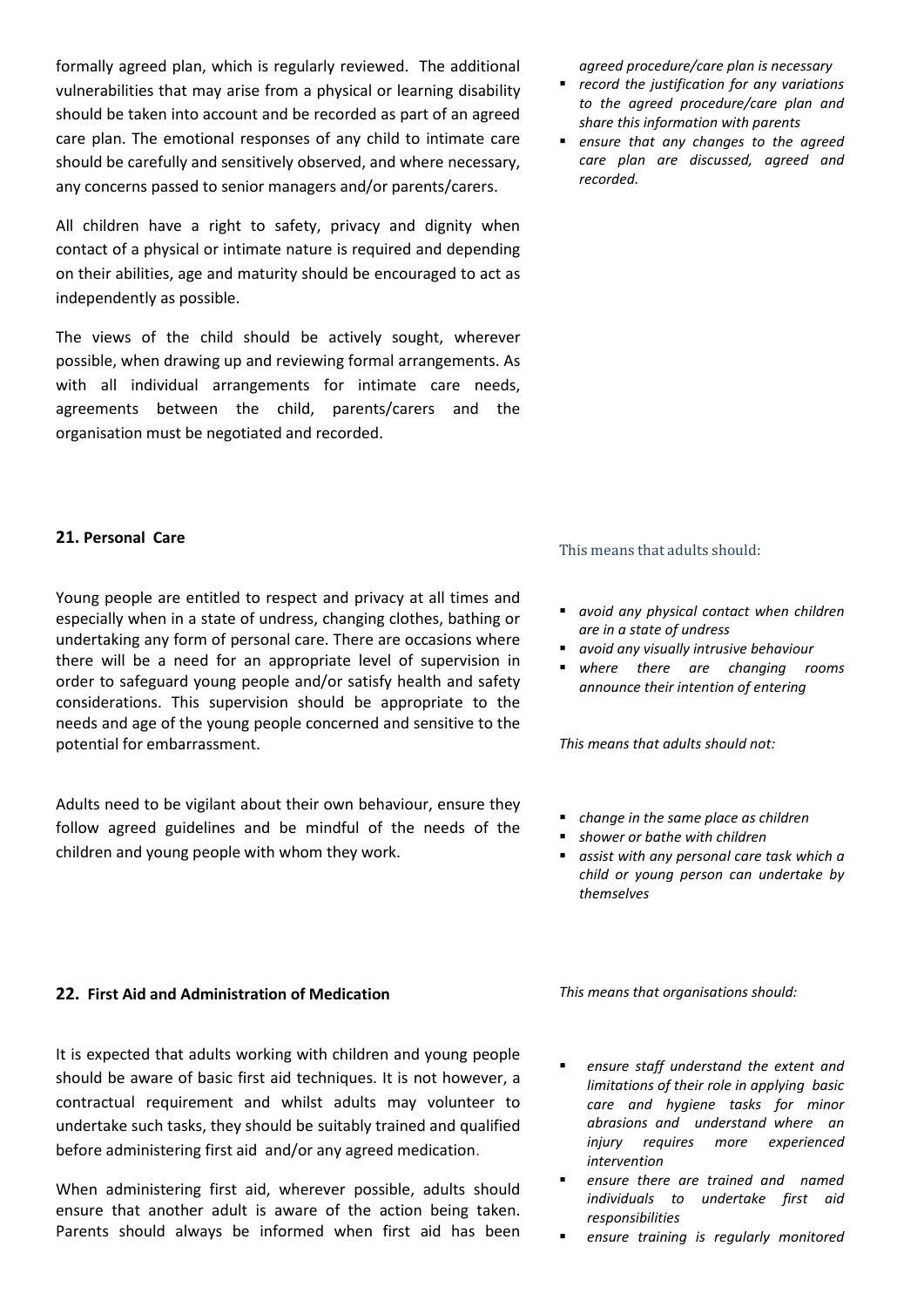formally agreed plan, which is regularly reviewed. The additional vulnerabilities that may arise from a physical or learning disability should be taken into account and be recorded as part of an agreed care plan. The emotional responses of any child to intimate care should be carefully and sensitively observed, and where necessary, any concerns passed to senior managers and/or parents/carers.

All children have a right to safety, privacy and dignity when contact of a physical or intimate nature is required and depending on their abilities, age and maturity should be encouraged to act as independently as possible.

The views of the child should be actively sought, wherever possible, when drawing up and reviewing formal arrangements. As with all individual arrangements for intimate care needs, agreements between the child, parents/carers and the organisation must be negotiated and recorded.

*agreed procedure/care plan is necessary*

- *record the justification for any variations to the agreed procedure/care plan and share this information with parents*
- *ensure that any changes to the agreed care plan are discussed, agreed and recorded.*

## 21. Personal Care

Young people are entitled to respect and privacy at all times and especially when in a state of undress, changing clothes, bathing or undertaking any form of personal care. There are occasions where there will be a need for an appropriate level of supervision in order to safeguard young people and/or satisfy health and safety considerations. This supervision should be appropriate to the needs and age of the young people concerned and sensitive to the potential for embarrassment.

Adults need to be vigilant about their own behaviour, ensure they follow agreed guidelines and be mindful of the needs of the children and young people with whom they work.

This means that adults should:

- *avoid any physical contact when children are in a state of undress*
- *avoid any visually intrusive behaviour*
- *where there are changing rooms announce their intention of entering*

*This means that adults should not:*

- *change in the same place as children*
- *shower or bathe with children*
- *assist with any personal care task which a child or young person can undertake by themselves*

## 22. First Aid and Administration of Medication

It is expected that adults working with children and young people should be aware of basic first aid techniques. It is not however, a contractual requirement and whilst adults may volunteer to undertake such tasks, they should be suitably trained and qualified before administering first aid and/or any agreed medication.

When administering first aid, wherever possible, adults should ensure that another adult is aware of the action being taken. Parents should always be informed when first aid has been

*This means that organisations should:*

- *ensure staff understand the extent and limitations of their role in applying basic care and hygiene tasks for minor abrasions and understand where an injury requires more experienced intervention*
- *ensure there are trained and named individuals to undertake first aid responsibilities*
- *ensure training is regularly monitored*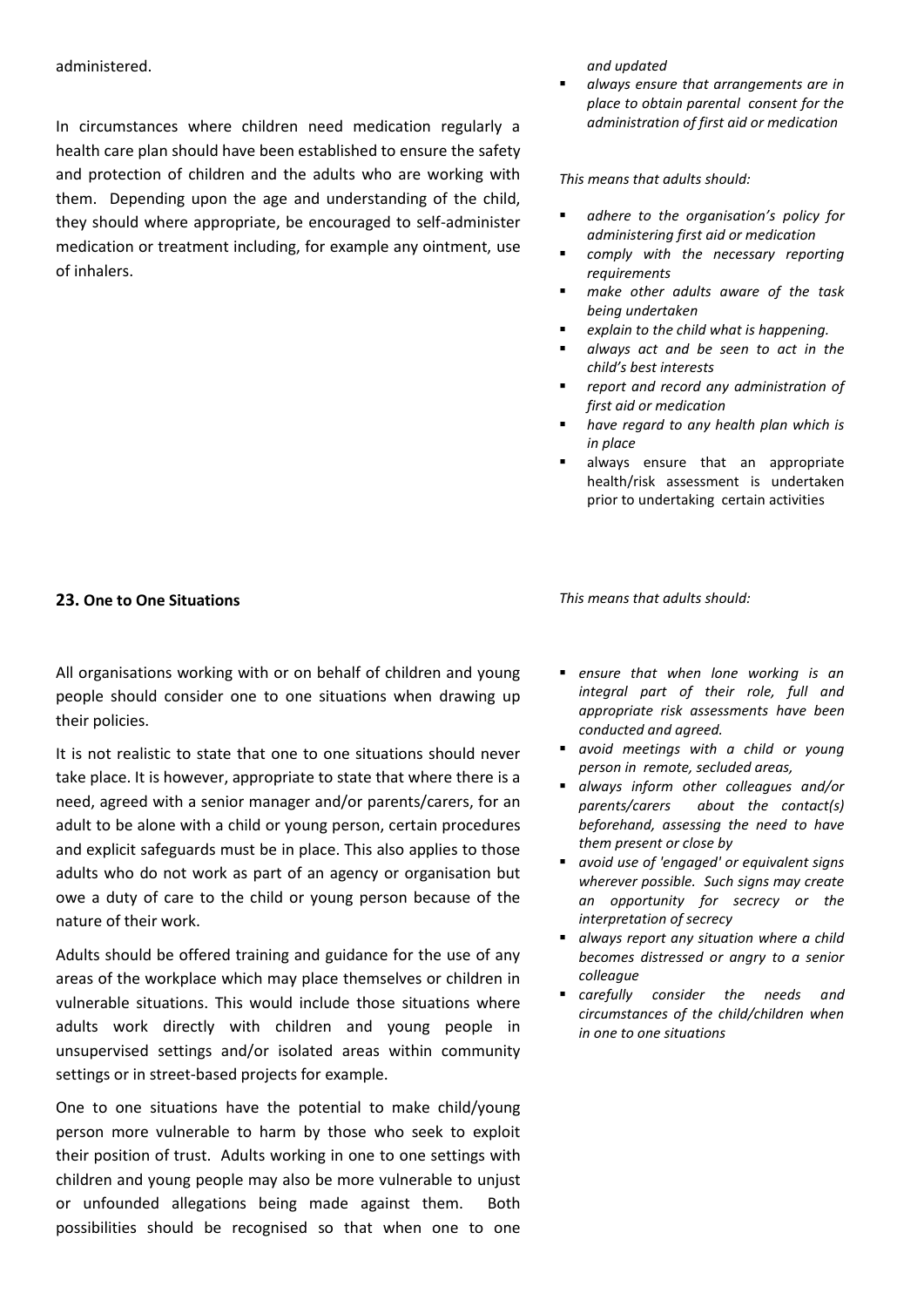administered.

In circumstances where children need medication regularly a health care plan should have been established to ensure the safety and protection of children and the adults who are working with them. Depending upon the age and understanding of the child, they should where appropriate, be encouraged to self-administer medication or treatment including, for example any ointment, use of inhalers.

*and updated*

- *always ensure that arrangements are in place to obtain parental consent for the administration of first aid or medication*

*This means that adults should:*

- *adhere to the organisation's policy for administering first aid or medication*
- *comply with the necessary reporting requirements*
- *make other adults aware of the task being undertaken*
- *explain to the child what is happening.*
- *always act and be seen to act in the child's best interests*
- *report and record any administration of first aid or medication*
- *have regard to any health plan which is in place*
- always ensure that an appropriate health/risk assessment is undertaken prior to undertaking certain activities

## 23. One to One Situations

All organisations working with or on behalf of children and young people should consider one to one situations when drawing up their policies.

It is not realistic to state that one to one situations should never take place. It is however, appropriate to state that where there is a need, agreed with a senior manager and/or parents/carers, for an adult to be alone with a child or young person, certain procedures and explicit safeguards must be in place. This also applies to those adults who do not work as part of an agency or organisation but owe a duty of care to the child or young person because of the nature of their work.

Adults should be offered training and guidance for the use of any areas of the workplace which may place themselves or children in vulnerable situations. This would include those situations where adults work directly with children and young people in unsupervised settings and/or isolated areas within community settings or in street-based projects for example.

One to one situations have the potential to make child/young person more vulnerable to harm by those who seek to exploit their position of trust. Adults working in one to one settings with children and young people may also be more vulnerable to unjust or unfounded allegations being made against them. Both possibilities should be recognised so that when one to one

*This means that adults should:*

- *ensure that when lone working is an integral part of their role, full and appropriate risk assessments have been conducted and agreed.*
- *avoid meetings with a child or young person in remote, secluded areas,*
- *always inform other colleagues and/or parents/carers about the contact(s) beforehand, assessing the need to have them present or close by*
- *avoid use of 'engaged' or equivalent signs wherever possible. Such signs may create an opportunity for secrecy or the interpretation of secrecy*
- *always report any situation where a child becomes distressed or angry to a senior colleague*
- *carefully consider the needs and circumstances of the child/children when in one to one situations*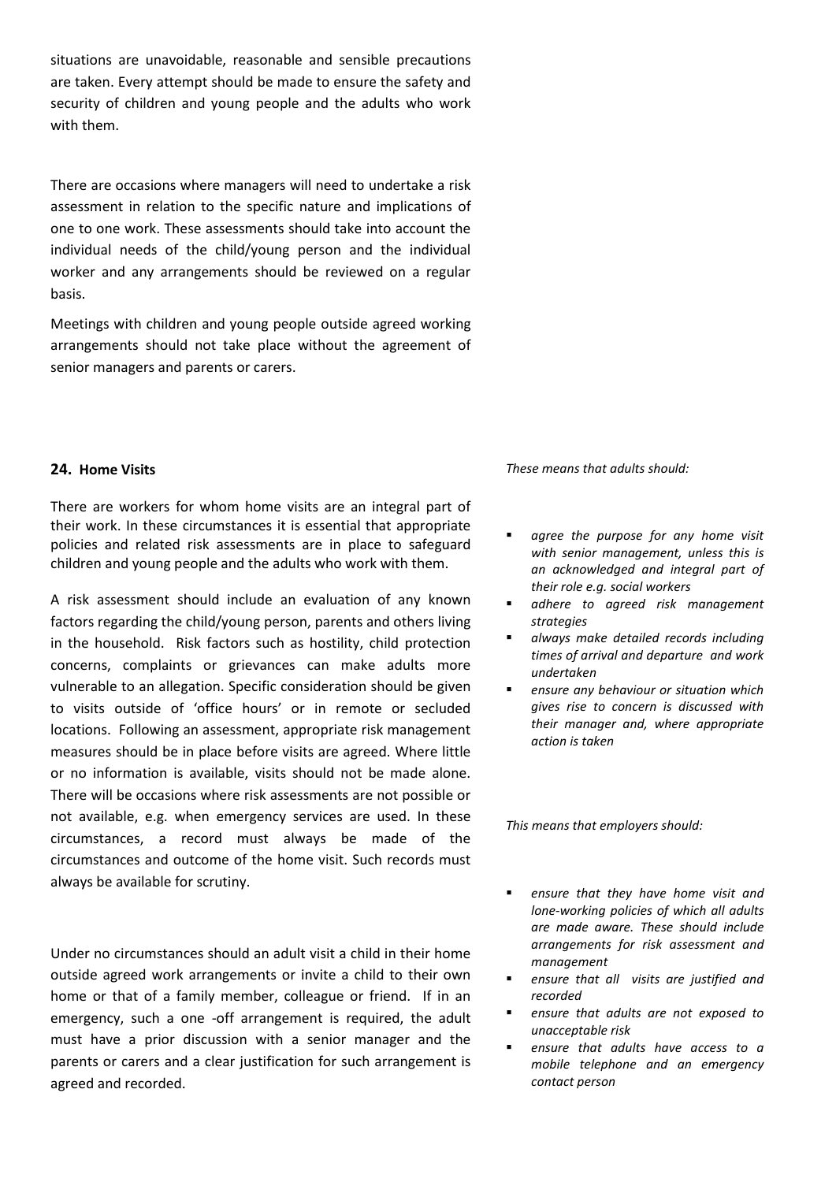situations are unavoidable, reasonable and sensible precautions are taken. Every attempt should be made to ensure the safety and security of children and young people and the adults who work with them.

There are occasions where managers will need to undertake a risk assessment in relation to the specific nature and implications of one to one work. These assessments should take into account the individual needs of the child/young person and the individual worker and any arrangements should be reviewed on a regular basis.

Meetings with children and young people outside agreed working arrangements should not take place without the agreement of senior managers and parents or carers.

## 24. Home Visits

There are workers for whom home visits are an integral part of their work. In these circumstances it is essential that appropriate policies and related risk assessments are in place to safeguard children and young people and the adults who work with them.

A risk assessment should include an evaluation of any known factors regarding the child/young person, parents and others living in the household. Risk factors such as hostility, child protection concerns, complaints or grievances can make adults more vulnerable to an allegation. Specific consideration should be given to visits outside of 'office hours' or in remote or secluded locations. Following an assessment, appropriate risk management measures should be in place before visits are agreed. Where little or no information is available, visits should not be made alone. There will be occasions where risk assessments are not possible or not available, e.g. when emergency services are used. In these circumstances, a record must always be made of the circumstances and outcome of the home visit. Such records must always be available for scrutiny.

Under no circumstances should an adult visit a child in their home outside agreed work arrangements or invite a child to their own home or that of a family member, colleague or friend. If in an emergency, such a one -off arrangement is required, the adult must have a prior discussion with a senior manager and the parents or carers and a clear justification for such arrangement is agreed and recorded.

*These means that adults should:*

- *agree the purpose for any home visit with senior management, unless this is an acknowledged and integral part of their role e.g. social workers*
- *adhere to agreed risk management strategies*
- *always make detailed records including times of arrival and departure and work undertaken*
- *ensure any behaviour or situation which gives rise to concern is discussed with their manager and, where appropriate action is taken*

*This means that employers should:*

- *ensure that they have home visit and lone-working policies of which all adults are made aware. These should include arrangements for risk assessment and management*
- *ensure that all visits are justified and recorded*
- *ensure that adults are not exposed to unacceptable risk*
- *ensure that adults have access to a mobile telephone and an emergency contact person*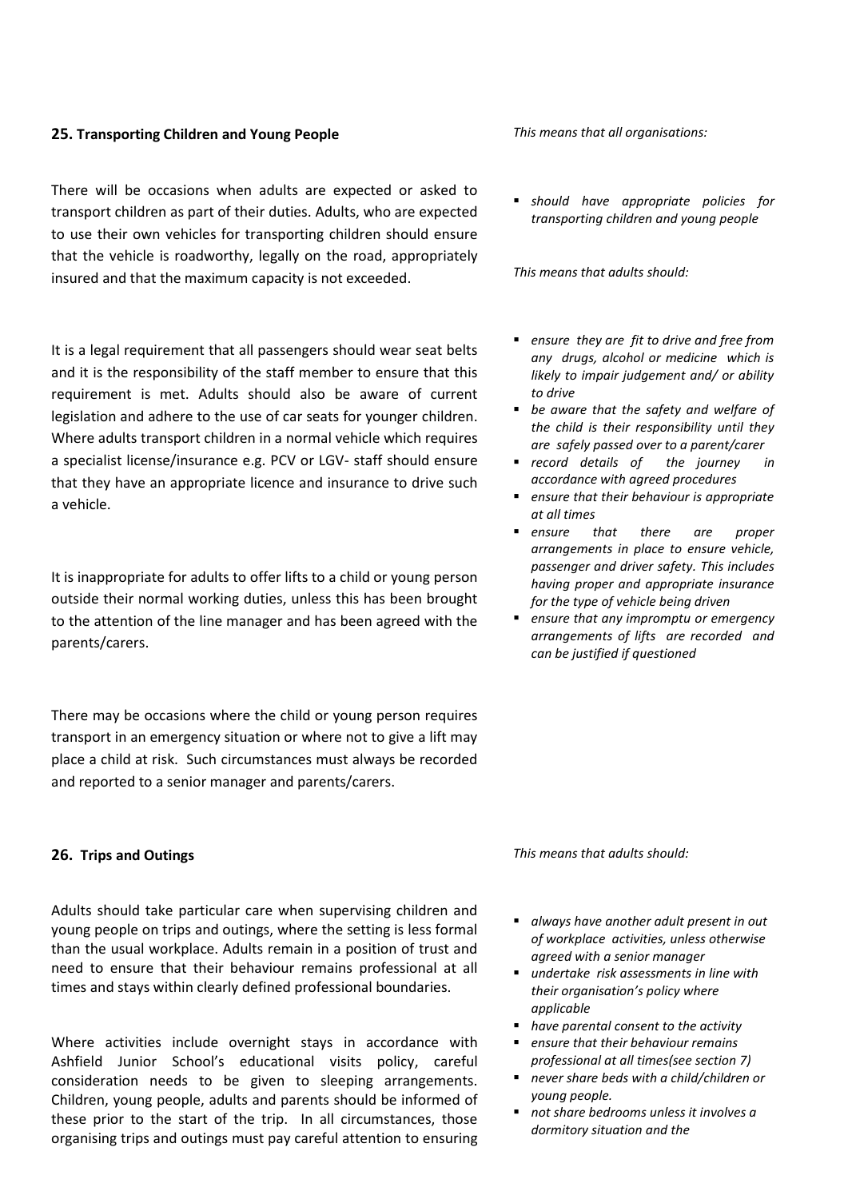## 25. Transporting Children and Young People

There will be occasions when adults are expected or asked to transport children as part of their duties. Adults, who are expected to use their own vehicles for transporting children should ensure that the vehicle is roadworthy, legally on the road, appropriately insured and that the maximum capacity is not exceeded.

It is a legal requirement that all passengers should wear seat belts and it is the responsibility of the staff member to ensure that this requirement is met. Adults should also be aware of current legislation and adhere to the use of car seats for younger children. Where adults transport children in a normal vehicle which requires a specialist license/insurance e.g. PCV or LGV- staff should ensure that they have an appropriate licence and insurance to drive such a vehicle.

It is inappropriate for adults to offer lifts to a child or young person outside their normal working duties, unless this has been brought to the attention of the line manager and has been agreed with the parents/carers.

There may be occasions where the child or young person requires transport in an emergency situation or where not to give a lift may place a child at risk. Such circumstances must always be recorded and reported to a senior manager and parents/carers.

*This means that all organisations:*

- *should have appropriate policies for transporting children and young people*

*This means that adults should:*

- *ensure they are fit to drive and free from any drugs, alcohol or medicine which is likely to impair judgement and/ or ability to drive*
- *be aware that the safety and welfare of the child is their responsibility until they are safely passed over to a parent/carer*
- *record details of the journey in accordance with agreed procedures*
- *ensure that their behaviour is appropriate at all times*
- *ensure that there are proper arrangements in place to ensure vehicle, passenger and driver safety. This includes having proper and appropriate insurance for the type of vehicle being driven*
- *ensure that any impromptu or emergency arrangements of lifts are recorded and can be justified if questioned*

## 26. Trips and Outings

Adults should take particular care when supervising children and young people on trips and outings, where the setting is less formal than the usual workplace. Adults remain in a position of trust and need to ensure that their behaviour remains professional at all times and stays within clearly defined professional boundaries.

Where activities include overnight stays in accordance with Ashfield Junior School's educational visits policy, careful consideration needs to be given to sleeping arrangements. Children, young people, adults and parents should be informed of these prior to the start of the trip. In all circumstances, those organising trips and outings must pay careful attention to ensuring

*This means that adults should:*

- *always have another adult present in out of workplace activities, unless otherwise agreed with a senior manager*
- *undertake risk assessments in line with their organisation's policy where applicable*
- *have parental consent to the activity*
- *ensure that their behaviour remains professional at all times(see section 7)*
- *never share beds with a child/children or young people.*
- *not share bedrooms unless it involves a dormitory situation and the*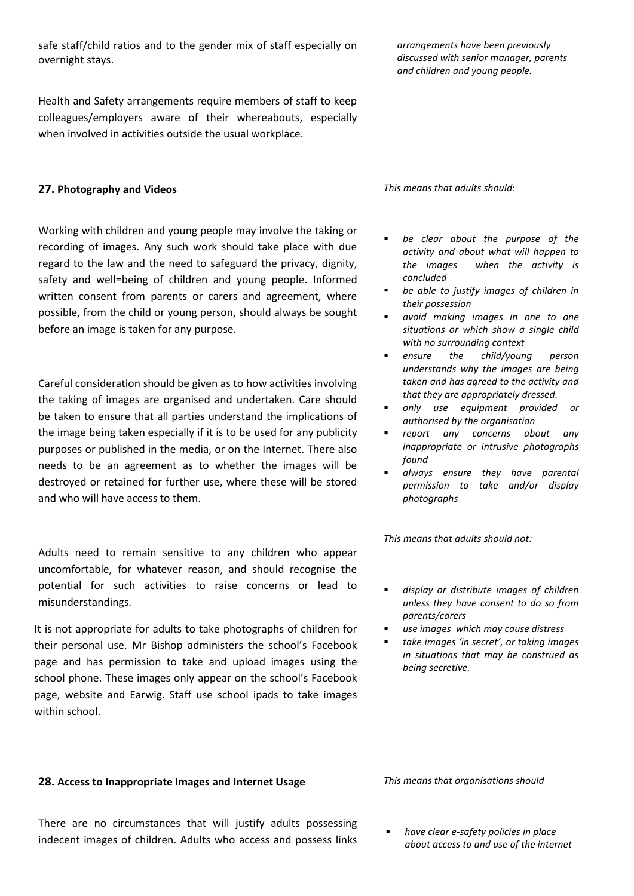safe staff/child ratios and to the gender mix of staff especially on overnight stays.

Health and Safety arrangements require members of staff to keep colleagues/employers aware of their whereabouts, especially when involved in activities outside the usual workplace.

*arrangements have been previously discussed with senior manager, parents and children and young people.*

## 27. Photography and Videos

Working with children and young people may involve the taking or recording of images. Any such work should take place with due regard to the law and the need to safeguard the privacy, dignity, safety and well=being of children and young people. Informed written consent from parents or carers and agreement, where possible, from the child or young person, should always be sought before an image is taken for any purpose.

Careful consideration should be given as to how activities involving the taking of images are organised and undertaken. Care should be taken to ensure that all parties understand the implications of the image being taken especially if it is to be used for any publicity purposes or published in the media, or on the Internet. There also needs to be an agreement as to whether the images will be destroyed or retained for further use, where these will be stored and who will have access to them.

Adults need to remain sensitive to any children who appear uncomfortable, for whatever reason, and should recognise the potential for such activities to raise concerns or lead to misunderstandings.

It is not appropriate for adults to take photographs of children for their personal use. Mr Bishop administers the school's Facebook page and has permission to take and upload images using the school phone. These images only appear on the school's Facebook page, website and Earwig. Staff use school ipads to take images within school.

*This means that adults should:*

- *be clear about the purpose of the activity and about what will happen to the images when the activity is concluded*
- *be able to justify images of children in their possession*
- *avoid making images in one to one situations or which show a single child with no surrounding context*
- *ensure the child/young person understands why the images are being taken and has agreed to the activity and that they are appropriately dressed.*
- *only use equipment provided or authorised by the organisation*
- *report any concerns about any inappropriate or intrusive photographs found*
- *always ensure they have parental permission to take and/or display photographs*

*This means that adults should not:*

- *display or distribute images of children unless they have consent to do so from parents/carers*
- *use images which may cause distress*
- *take images 'in secret', or taking images in situations that may be construed as being secretive.*

## 28. Access to Inappropriate Images and Internet Usage

There are no circumstances that will justify adults possessing indecent images of children. Adults who access and possess links

*This means that organisations should*

- *have clear e-safety policies in place about access to and use of the internet*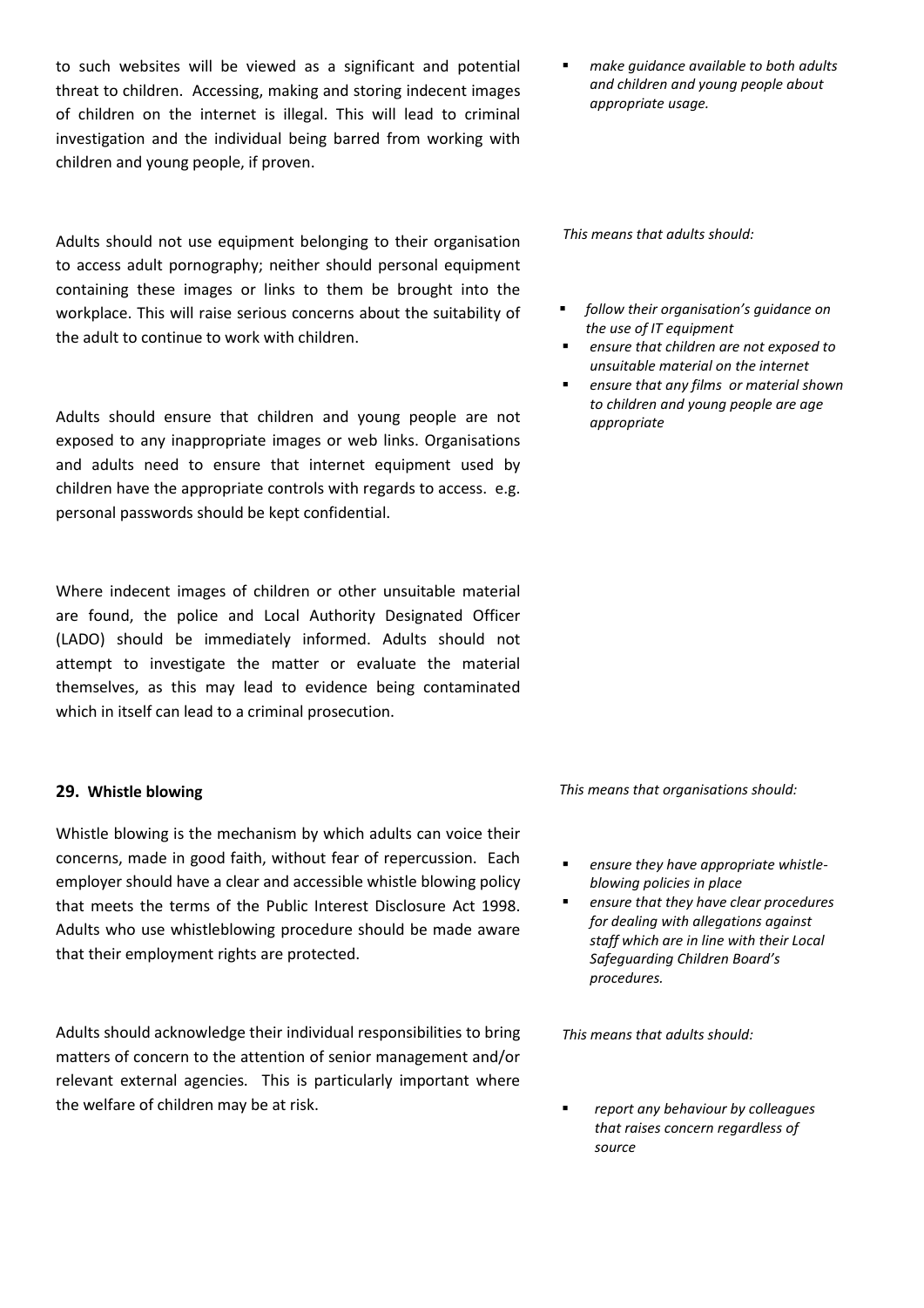to such websites will be viewed as a significant and potential threat to children. Accessing, making and storing indecent images of children on the internet is illegal. This will lead to criminal investigation and the individual being barred from working with children and young people, if proven.

Adults should not use equipment belonging to their organisation to access adult pornography; neither should personal equipment containing these images or links to them be brought into the workplace. This will raise serious concerns about the suitability of the adult to continue to work with children.

Adults should ensure that children and young people are not exposed to any inappropriate images or web links. Organisations and adults need to ensure that internet equipment used by children have the appropriate controls with regards to access. e.g. personal passwords should be kept confidential.

Where indecent images of children or other unsuitable material are found, the police and Local Authority Designated Officer (LADO) should be immediately informed. Adults should not attempt to investigate the matter or evaluate the material themselves, as this may lead to evidence being contaminated which in itself can lead to a criminal prosecution.

- *make guidance available to both adults and children and young people about appropriate usage.*

*This means that adults should:*

- *follow their organisation's guidance on the use of IT equipment*
- *ensure that children are not exposed to unsuitable material on the internet*
- *ensure that any films or material shown to children and young people are age appropriate*

## 29. Whistle blowing

Whistle blowing is the mechanism by which adults can voice their concerns, made in good faith, without fear of repercussion. Each employer should have a clear and accessible whistle blowing policy that meets the terms of the Public Interest Disclosure Act 1998. Adults who use whistleblowing procedure should be made aware that their employment rights are protected.

Adults should acknowledge their individual responsibilities to bring matters of concern to the attention of senior management and/or relevant external agencies. This is particularly important where the welfare of children may be at risk.

*This means that organisations should:*

- *ensure they have appropriate whistle-blowing policies in place*
- *ensure that they have clear procedures for dealing with allegations against staff which are in line with their Local Safeguarding Children Board's procedures.*

*This means that adults should:*

- *report any behaviour by colleagues that raises concern regardless of source*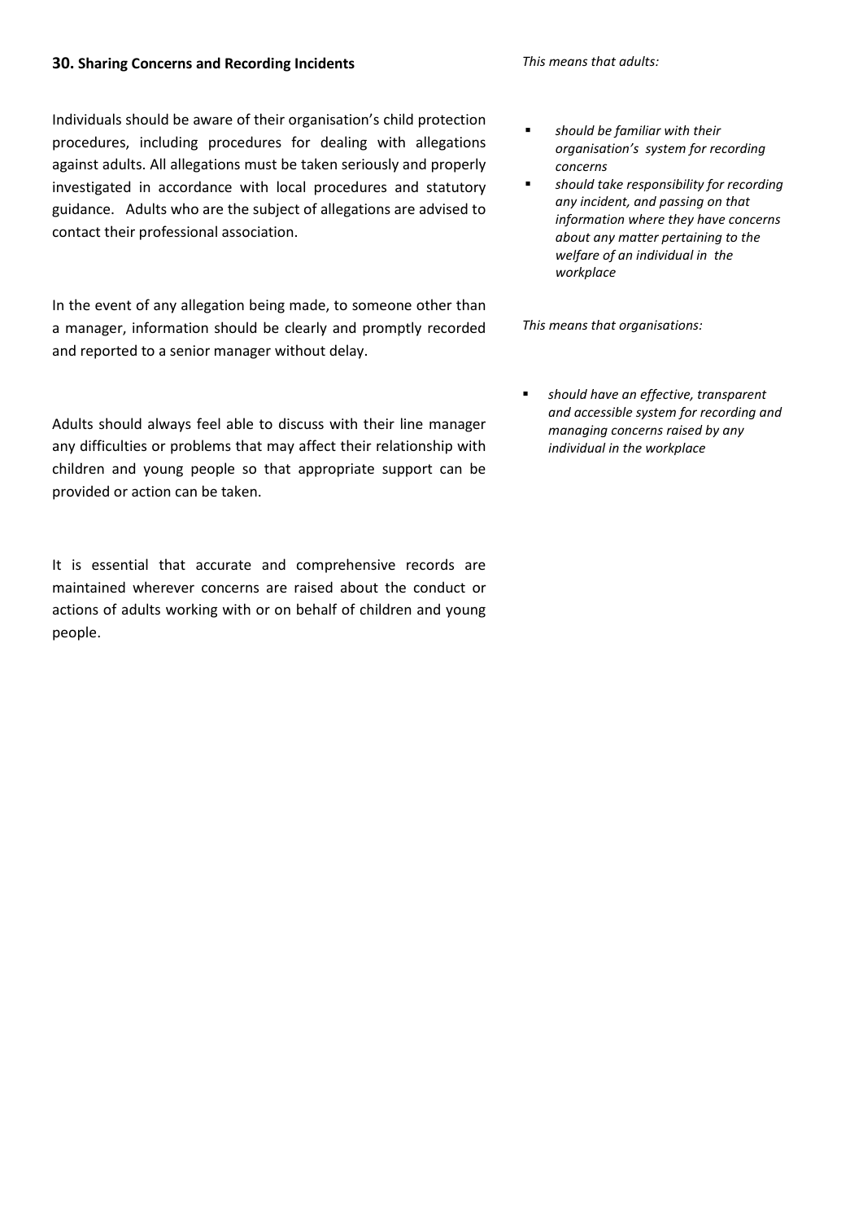## 30. Sharing Concerns and Recording Incidents

Individuals should be aware of their organisation's child protection procedures, including procedures for dealing with allegations against adults. All allegations must be taken seriously and properly investigated in accordance with local procedures and statutory guidance. Adults who are the subject of allegations are advised to contact their professional association.

In the event of any allegation being made, to someone other than a manager, information should be clearly and promptly recorded and reported to a senior manager without delay.

Adults should always feel able to discuss with their line manager any difficulties or problems that may affect their relationship with children and young people so that appropriate support can be provided or action can be taken.

It is essential that accurate and comprehensive records are maintained wherever concerns are raised about the conduct or actions of adults working with or on behalf of children and young people.

*This means that adults:*

- *should be familiar with their organisation's system for recording concerns*
- *should take responsibility for recording any incident, and passing on that information where they have concerns about any matter pertaining to the welfare of an individual in the workplace*

*This means that organisations:*

- *should have an effective, transparent and accessible system for recording and managing concerns raised by any individual in the workplace*